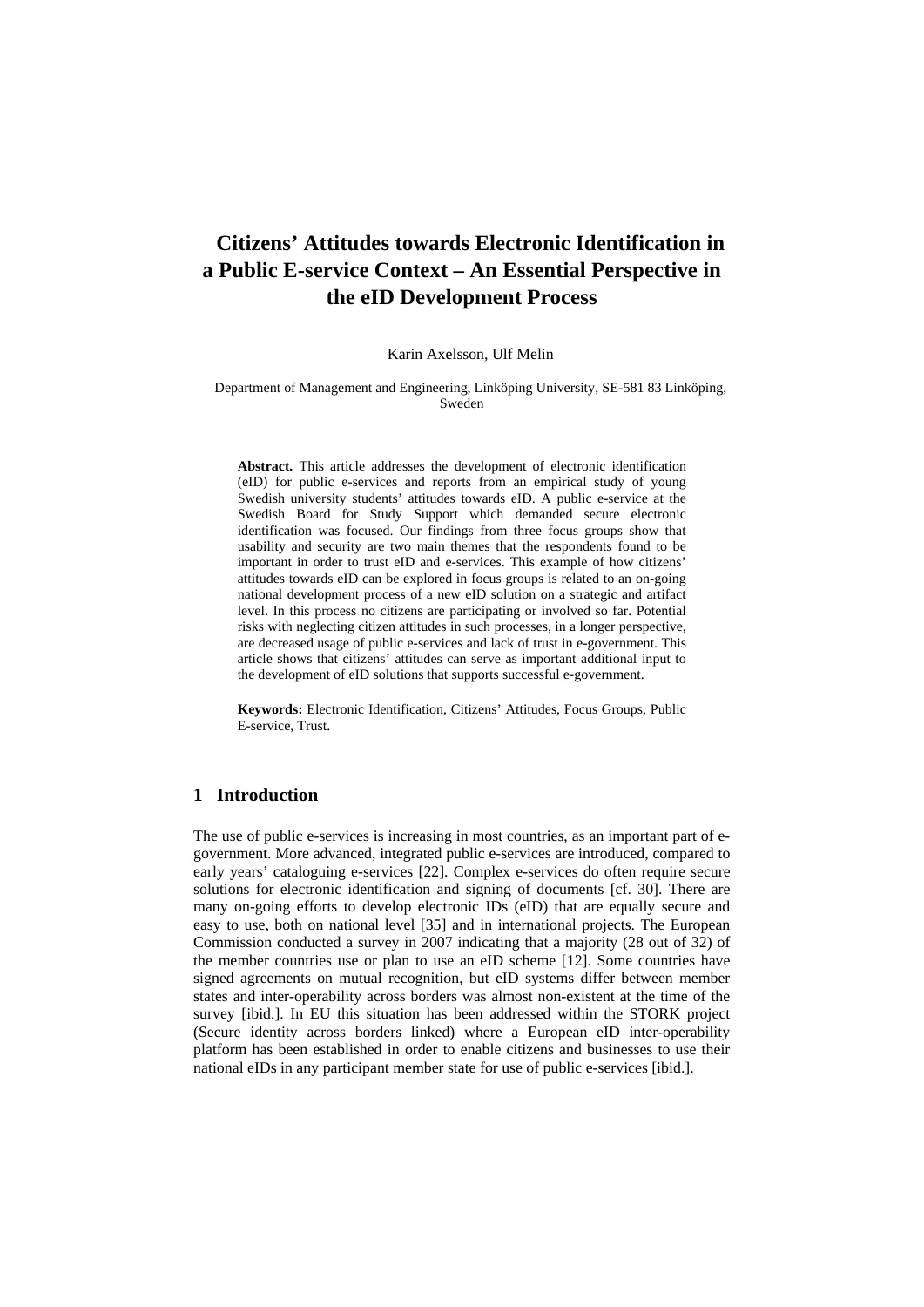# Citizens' Attitudes towards Electronic Identification in a Public E-service Context – An Essential Perspective in the eID Development Process

Karin Axelsson, Ulf Melin

Department of Management and Engineering, Linköping University, SE-581 83 Linköping, Sweden

**Abstract.** This article addresses the development of electronic identification (eID) for public e-services and reports from an empirical study of young Swedish university students' attitudes towards eID. A public e-service at the Swedish Board for Study Support which demanded secure electronic identification was focused. Our findings from three focus groups show that usability and security are two main themes that the respondents found to be important in order to trust eID and e-services. This example of how citizens' attitudes towards eID can be explored in focus groups is related to an on-going national development process of a new eID solution on a strategic and artifact level. In this process no citizens are participating or involved so far. Potential risks with neglecting citizen attitudes in such processes, in a longer perspective, are decreased usage of public e-services and lack of trust in e-government. This article shows that citizens' attitudes can serve as important additional input to the development of eID solutions that supports successful e-government.

**Keywords:** Electronic Identification, Citizens' Attitudes, Focus Groups, Public E-service, Trust.

## 1 Introduction

The use of public e-services is increasing in most countries, as an important part of e-government. More advanced, integrated public e-services are introduced, compared to early years' cataloguing e-services [22]. Complex e-services do often require secure solutions for electronic identification and signing of documents [cf. 30]. There are many on-going efforts to develop electronic IDs (eID) that are equally secure and easy to use, both on national level [35] and in international projects. The European Commission conducted a survey in 2007 indicating that a majority (28 out of 32) of the member countries use or plan to use an eID scheme [12]. Some countries have signed agreements on mutual recognition, but eID systems differ between member states and inter-operability across borders was almost non-existent at the time of the survey [ibid.]. In EU this situation has been addressed within the STORK project (Secure identity across borders linked) where a European eID inter-operability platform has been established in order to enable citizens and businesses to use their national eIDs in any participant member state for use of public e-services [ibid.].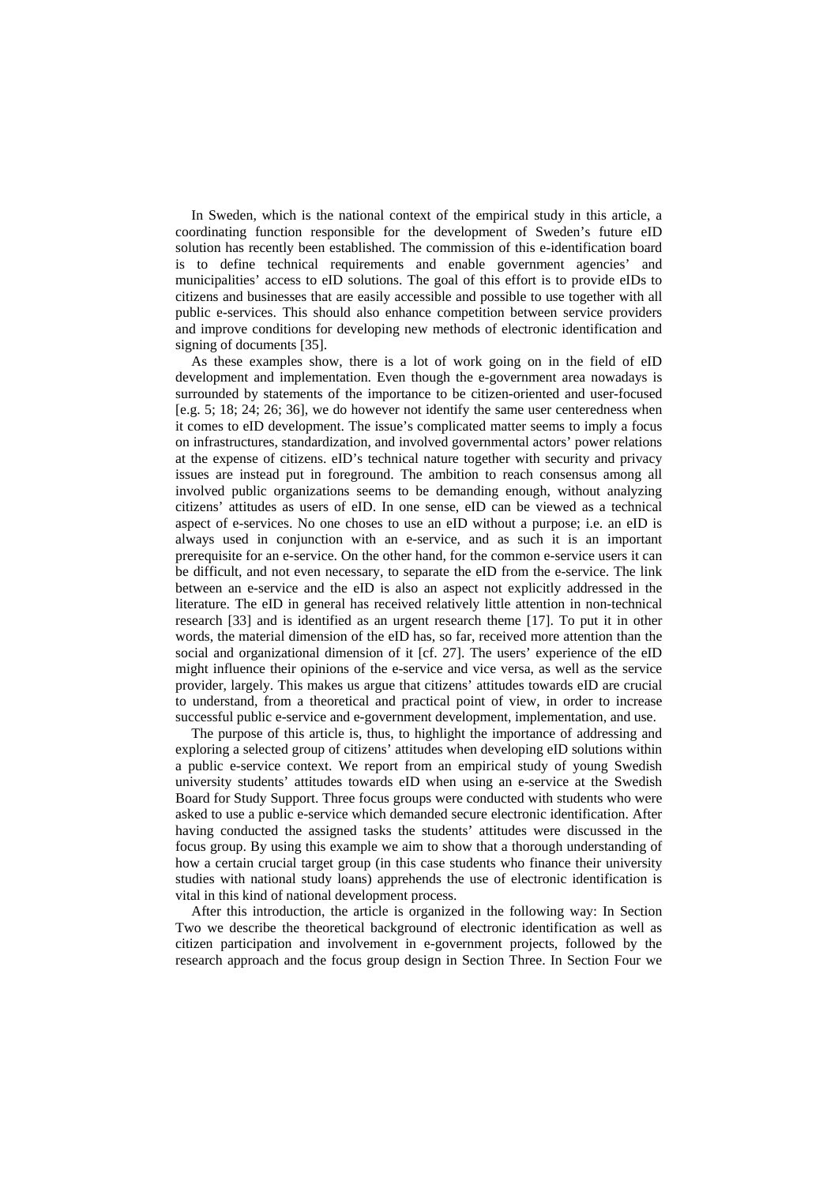In Sweden, which is the national context of the empirical study in this article, a coordinating function responsible for the development of Sweden's future eID solution has recently been established. The commission of this e-identification board is to define technical requirements and enable government agencies' and municipalities' access to eID solutions. The goal of this effort is to provide eIDs to citizens and businesses that are easily accessible and possible to use together with all public e-services. This should also enhance competition between service providers and improve conditions for developing new methods of electronic identification and signing of documents [35].

As these examples show, there is a lot of work going on in the field of eID development and implementation. Even though the e-government area nowadays is surrounded by statements of the importance to be citizen-oriented and user-focused [e.g. 5; 18; 24; 26; 36], we do however not identify the same user centeredness when it comes to eID development. The issue's complicated matter seems to imply a focus on infrastructures, standardization, and involved governmental actors' power relations at the expense of citizens. eID's technical nature together with security and privacy issues are instead put in foreground. The ambition to reach consensus among all involved public organizations seems to be demanding enough, without analyzing citizens' attitudes as users of eID. In one sense, eID can be viewed as a technical aspect of e-services. No one choses to use an eID without a purpose; i.e. an eID is always used in conjunction with an e-service, and as such it is an important prerequisite for an e-service. On the other hand, for the common e-service users it can be difficult, and not even necessary, to separate the eID from the e-service. The link between an e-service and the eID is also an aspect not explicitly addressed in the literature. The eID in general has received relatively little attention in non-technical research [33] and is identified as an urgent research theme [17]. To put it in other words, the material dimension of the eID has, so far, received more attention than the social and organizational dimension of it [cf. 27]. The users' experience of the eID might influence their opinions of the e-service and vice versa, as well as the service provider, largely. This makes us argue that citizens' attitudes towards eID are crucial to understand, from a theoretical and practical point of view, in order to increase successful public e-service and e-government development, implementation, and use.

The purpose of this article is, thus, to highlight the importance of addressing and exploring a selected group of citizens' attitudes when developing eID solutions within a public e-service context. We report from an empirical study of young Swedish university students' attitudes towards eID when using an e-service at the Swedish Board for Study Support. Three focus groups were conducted with students who were asked to use a public e-service which demanded secure electronic identification. After having conducted the assigned tasks the students' attitudes were discussed in the focus group. By using this example we aim to show that a thorough understanding of how a certain crucial target group (in this case students who finance their university studies with national study loans) apprehends the use of electronic identification is vital in this kind of national development process.

After this introduction, the article is organized in the following way: In Section Two we describe the theoretical background of electronic identification as well as citizen participation and involvement in e-government projects, followed by the research approach and the focus group design in Section Three. In Section Four we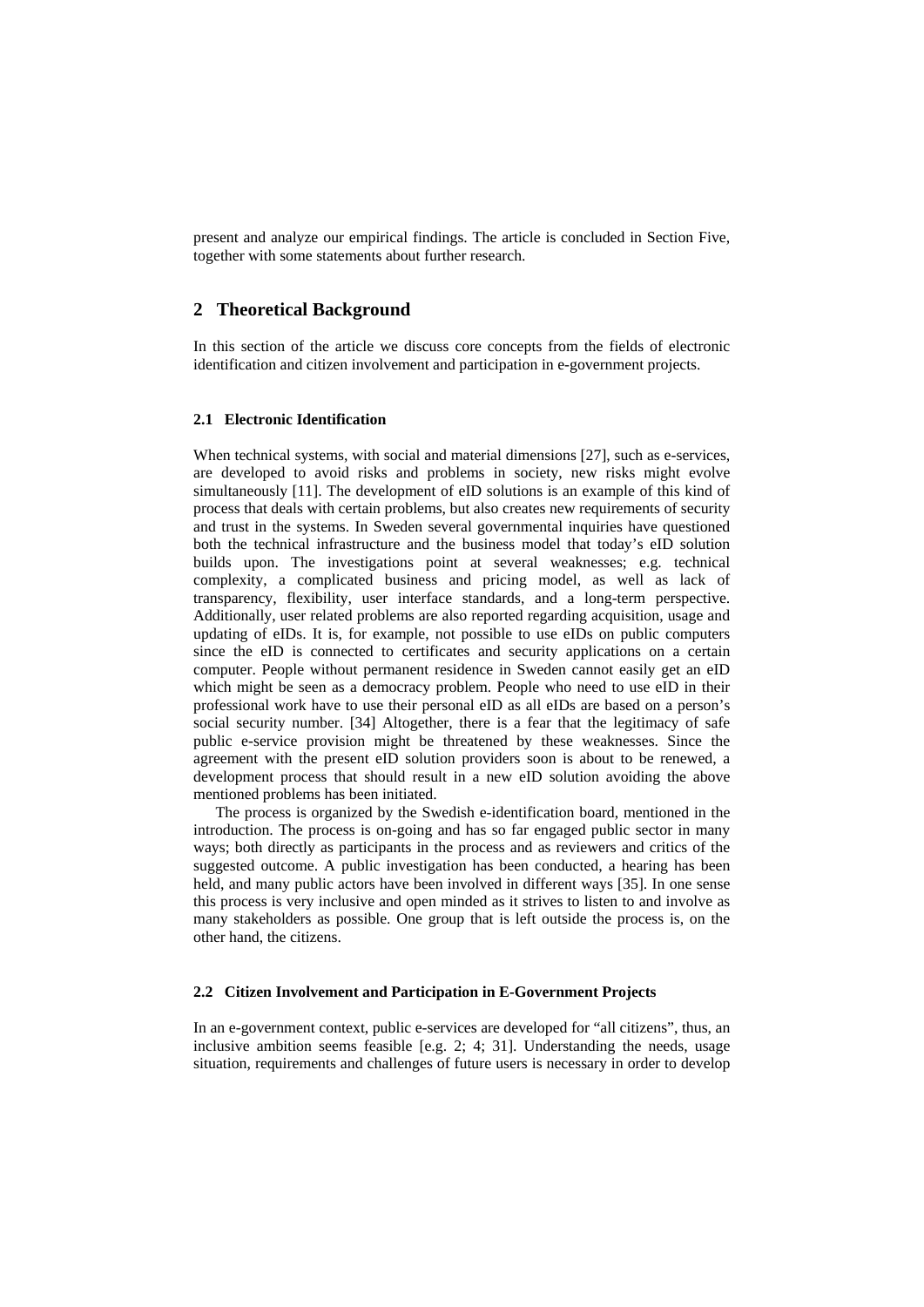present and analyze our empirical findings. The article is concluded in Section Five, together with some statements about further research.

## 2 Theoretical Background

In this section of the article we discuss core concepts from the fields of electronic identification and citizen involvement and participation in e-government projects.

### 2.1 Electronic Identification

When technical systems, with social and material dimensions [27], such as e-services, are developed to avoid risks and problems in society, new risks might evolve simultaneously [11]. The development of eID solutions is an example of this kind of process that deals with certain problems, but also creates new requirements of security and trust in the systems. In Sweden several governmental inquiries have questioned both the technical infrastructure and the business model that today's eID solution builds upon. The investigations point at several weaknesses; e.g. technical complexity, a complicated business and pricing model, as well as lack of transparency, flexibility, user interface standards, and a long-term perspective. Additionally, user related problems are also reported regarding acquisition, usage and updating of eIDs. It is, for example, not possible to use eIDs on public computers since the eID is connected to certificates and security applications on a certain computer. People without permanent residence in Sweden cannot easily get an eID which might be seen as a democracy problem. People who need to use eID in their professional work have to use their personal eID as all eIDs are based on a person's social security number. [34] Altogether, there is a fear that the legitimacy of safe public e-service provision might be threatened by these weaknesses. Since the agreement with the present eID solution providers soon is about to be renewed, a development process that should result in a new eID solution avoiding the above mentioned problems has been initiated.

The process is organized by the Swedish e-identification board, mentioned in the introduction. The process is on-going and has so far engaged public sector in many ways; both directly as participants in the process and as reviewers and critics of the suggested outcome. A public investigation has been conducted, a hearing has been held, and many public actors have been involved in different ways [35]. In one sense this process is very inclusive and open minded as it strives to listen to and involve as many stakeholders as possible. One group that is left outside the process is, on the other hand, the citizens.

### 2.2 Citizen Involvement and Participation in E-Government Projects

In an e-government context, public e-services are developed for "all citizens", thus, an inclusive ambition seems feasible [e.g. 2; 4; 31]. Understanding the needs, usage situation, requirements and challenges of future users is necessary in order to develop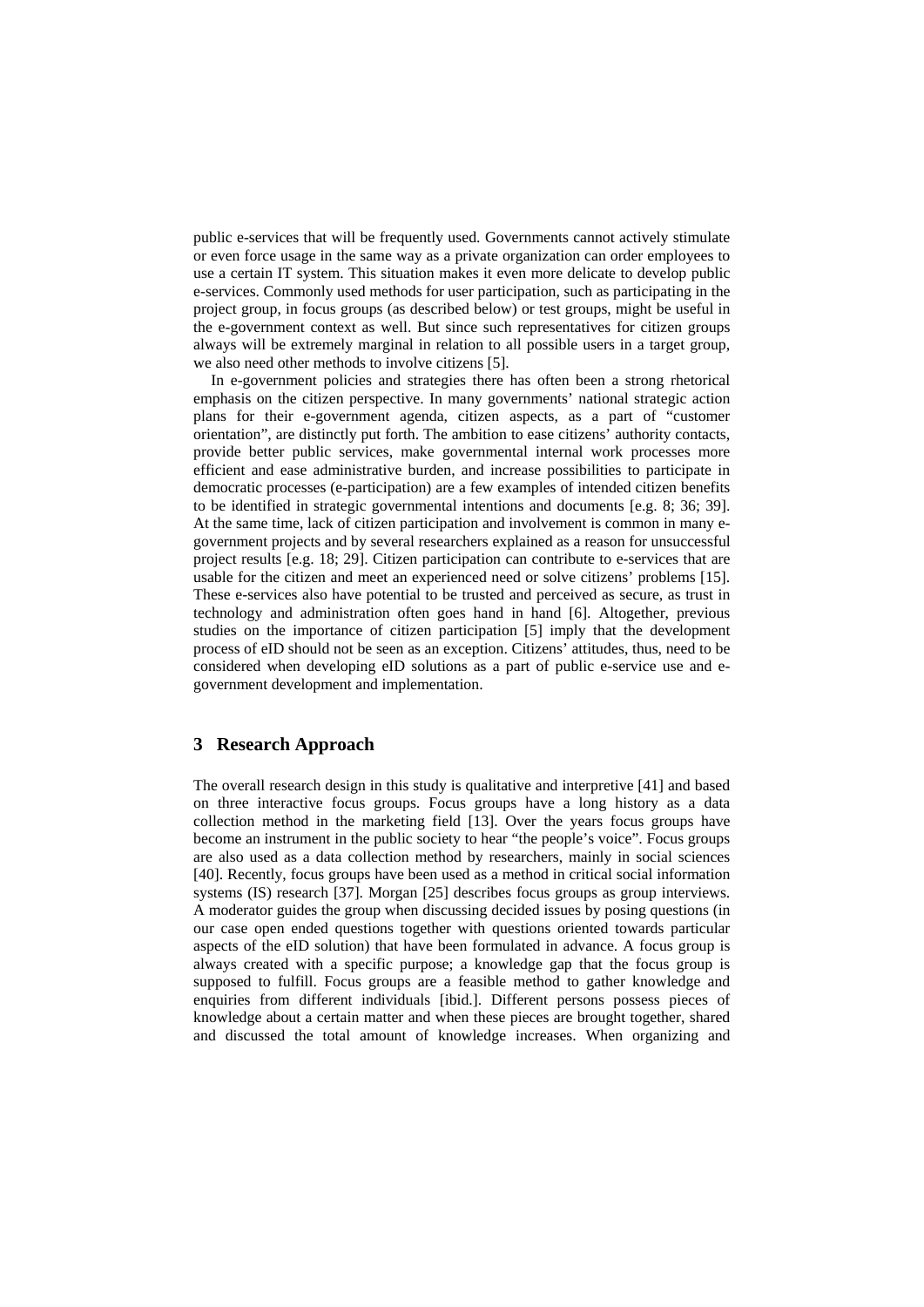public e-services that will be frequently used. Governments cannot actively stimulate or even force usage in the same way as a private organization can order employees to use a certain IT system. This situation makes it even more delicate to develop public e-services. Commonly used methods for user participation, such as participating in the project group, in focus groups (as described below) or test groups, might be useful in the e-government context as well. But since such representatives for citizen groups always will be extremely marginal in relation to all possible users in a target group, we also need other methods to involve citizens [5].

In e-government policies and strategies there has often been a strong rhetorical emphasis on the citizen perspective. In many governments' national strategic action plans for their e-government agenda, citizen aspects, as a part of "customer orientation", are distinctly put forth. The ambition to ease citizens' authority contacts, provide better public services, make governmental internal work processes more efficient and ease administrative burden, and increase possibilities to participate in democratic processes (e-participation) are a few examples of intended citizen benefits to be identified in strategic governmental intentions and documents [e.g. 8; 36; 39]. At the same time, lack of citizen participation and involvement is common in many e-government projects and by several researchers explained as a reason for unsuccessful project results [e.g. 18; 29]. Citizen participation can contribute to e-services that are usable for the citizen and meet an experienced need or solve citizens' problems [15]. These e-services also have potential to be trusted and perceived as secure, as trust in technology and administration often goes hand in hand [6]. Altogether, previous studies on the importance of citizen participation [5] imply that the development process of eID should not be seen as an exception. Citizens' attitudes, thus, need to be considered when developing eID solutions as a part of public e-service use and e-government development and implementation.

## 3 Research Approach

The overall research design in this study is qualitative and interpretive [41] and based on three interactive focus groups. Focus groups have a long history as a data collection method in the marketing field [13]. Over the years focus groups have become an instrument in the public society to hear "the people's voice". Focus groups are also used as a data collection method by researchers, mainly in social sciences [40]. Recently, focus groups have been used as a method in critical social information systems (IS) research [37]. Morgan [25] describes focus groups as group interviews. A moderator guides the group when discussing decided issues by posing questions (in our case open ended questions together with questions oriented towards particular aspects of the eID solution) that have been formulated in advance. A focus group is always created with a specific purpose; a knowledge gap that the focus group is supposed to fulfill. Focus groups are a feasible method to gather knowledge and enquiries from different individuals [ibid.]. Different persons possess pieces of knowledge about a certain matter and when these pieces are brought together, shared and discussed the total amount of knowledge increases. When organizing and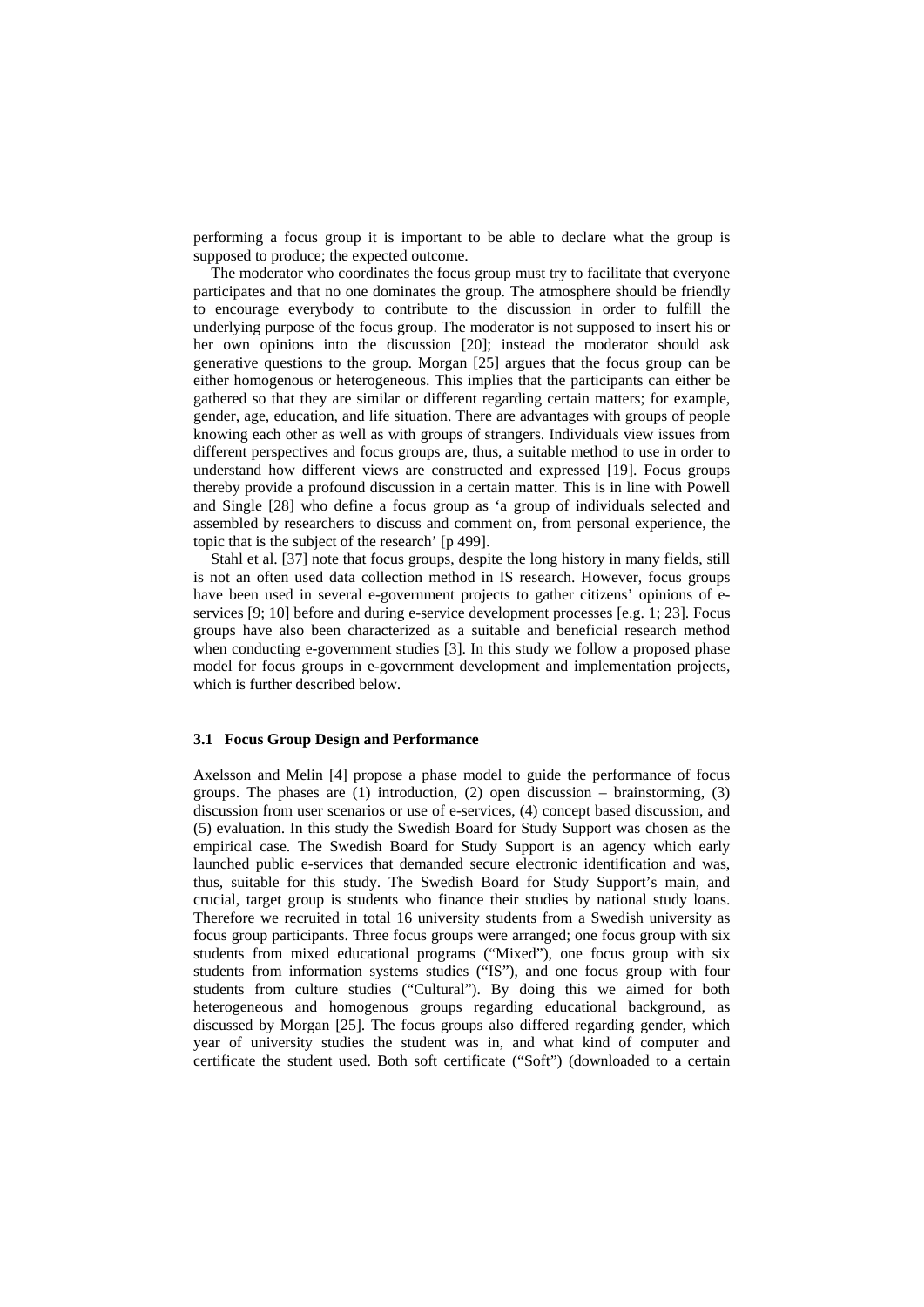performing a focus group it is important to be able to declare what the group is supposed to produce; the expected outcome.

The moderator who coordinates the focus group must try to facilitate that everyone participates and that no one dominates the group. The atmosphere should be friendly to encourage everybody to contribute to the discussion in order to fulfill the underlying purpose of the focus group. The moderator is not supposed to insert his or her own opinions into the discussion [20]; instead the moderator should ask generative questions to the group. Morgan [25] argues that the focus group can be either homogenous or heterogeneous. This implies that the participants can either be gathered so that they are similar or different regarding certain matters; for example, gender, age, education, and life situation. There are advantages with groups of people knowing each other as well as with groups of strangers. Individuals view issues from different perspectives and focus groups are, thus, a suitable method to use in order to understand how different views are constructed and expressed [19]. Focus groups thereby provide a profound discussion in a certain matter. This is in line with Powell and Single [28] who define a focus group as 'a group of individuals selected and assembled by researchers to discuss and comment on, from personal experience, the topic that is the subject of the research' [p 499].

Stahl et al. [37] note that focus groups, despite the long history in many fields, still is not an often used data collection method in IS research. However, focus groups have been used in several e-government projects to gather citizens' opinions of e-services [9; 10] before and during e-service development processes [e.g. 1; 23]. Focus groups have also been characterized as a suitable and beneficial research method when conducting e-government studies [3]. In this study we follow a proposed phase model for focus groups in e-government development and implementation projects, which is further described below.

### 3.1 Focus Group Design and Performance

Axelsson and Melin [4] propose a phase model to guide the performance of focus groups. The phases are (1) introduction, (2) open discussion – brainstorming, (3) discussion from user scenarios or use of e-services, (4) concept based discussion, and (5) evaluation. In this study the Swedish Board for Study Support was chosen as the empirical case. The Swedish Board for Study Support is an agency which early launched public e-services that demanded secure electronic identification and was, thus, suitable for this study. The Swedish Board for Study Support's main, and crucial, target group is students who finance their studies by national study loans. Therefore we recruited in total 16 university students from a Swedish university as focus group participants. Three focus groups were arranged; one focus group with six students from mixed educational programs ("Mixed"), one focus group with six students from information systems studies ("IS"), and one focus group with four students from culture studies ("Cultural"). By doing this we aimed for both heterogeneous and homogenous groups regarding educational background, as discussed by Morgan [25]. The focus groups also differed regarding gender, which year of university studies the student was in, and what kind of computer and certificate the student used. Both soft certificate ("Soft") (downloaded to a certain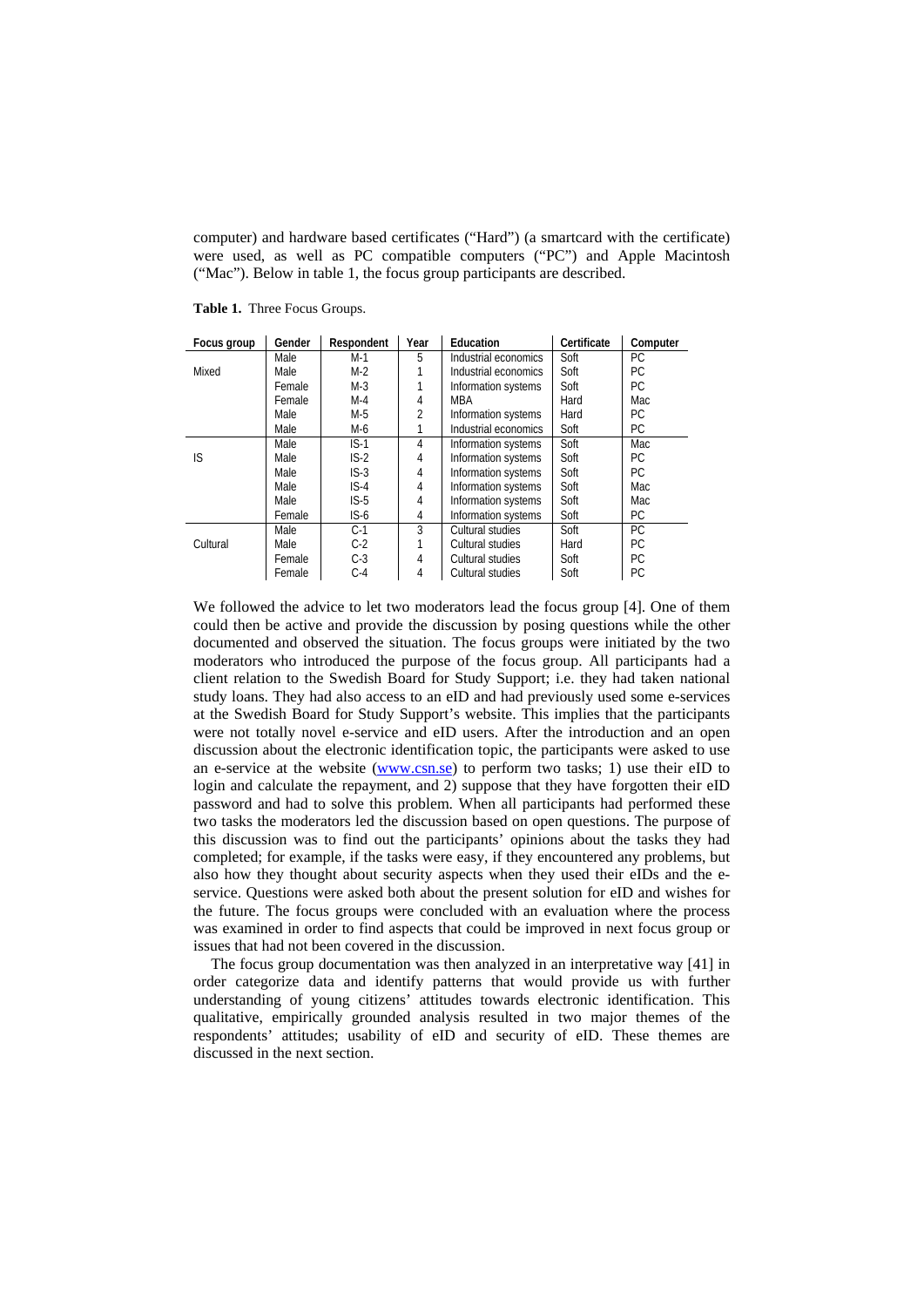computer) and hardware based certificates ("Hard") (a smartcard with the certificate) were used, as well as PC compatible computers ("PC") and Apple Macintosh ("Mac"). Below in table 1, the focus group participants are described.

**Table 1.** Three Focus Groups.

| Focus group | Gender | Respondent | Year | Education | Certificate | Computer |
|---|---|---|---|---|---|---|
| | Male | M-1 | 5 | Industrial economics | Soft | PC |
| Mixed | Male | M-2 | 1 | Industrial economics | Soft | PC |
| | Female | M-3 | 1 | Information systems | Soft | PC |
| | Female | M-4 | 4 | MBA | Hard | Mac |
| | Male | M-5 | 2 | Information systems | Hard | PC |
| | Male | M-6 | 1 | Industrial economics | Soft | PC |
| | Male | IS-1 | 4 | Information systems | Soft | Mac |
| IS | Male | IS-2 | 4 | Information systems | Soft | PC |
| | Male | IS-3 | 4 | Information systems | Soft | PC |
| | Male | IS-4 | 4 | Information systems | Soft | Mac |
| | Male | IS-5 | 4 | Information systems | Soft | Mac |
| | Female | IS-6 | 4 | Information systems | Soft | PC |
| | Male | C-1 | 3 | Cultural studies | Soft | PC |
| Cultural | Male | C-2 | 1 | Cultural studies | Hard | PC |
| | Female | C-3 | 4 | Cultural studies | Soft | PC |
| | Female | C-4 | 4 | Cultural studies | Soft | PC |

We followed the advice to let two moderators lead the focus group [4]. One of them could then be active and provide the discussion by posing questions while the other documented and observed the situation. The focus groups were initiated by the two moderators who introduced the purpose of the focus group. All participants had a client relation to the Swedish Board for Study Support; i.e. they had taken national study loans. They had also access to an eID and had previously used some e-services at the Swedish Board for Study Support's website. This implies that the participants were not totally novel e-service and eID users. After the introduction and an open discussion about the electronic identification topic, the participants were asked to use an e-service at the website (www.csn.se) to perform two tasks; 1) use their eID to login and calculate the repayment, and 2) suppose that they have forgotten their eID password and had to solve this problem. When all participants had performed these two tasks the moderators led the discussion based on open questions. The purpose of this discussion was to find out the participants' opinions about the tasks they had completed; for example, if the tasks were easy, if they encountered any problems, but also how they thought about security aspects when they used their eIDs and the e-service. Questions were asked both about the present solution for eID and wishes for the future. The focus groups were concluded with an evaluation where the process was examined in order to find aspects that could be improved in next focus group or issues that had not been covered in the discussion.

The focus group documentation was then analyzed in an interpretative way [41] in order categorize data and identify patterns that would provide us with further understanding of young citizens' attitudes towards electronic identification. This qualitative, empirically grounded analysis resulted in two major themes of the respondents' attitudes; usability of eID and security of eID. These themes are discussed in the next section.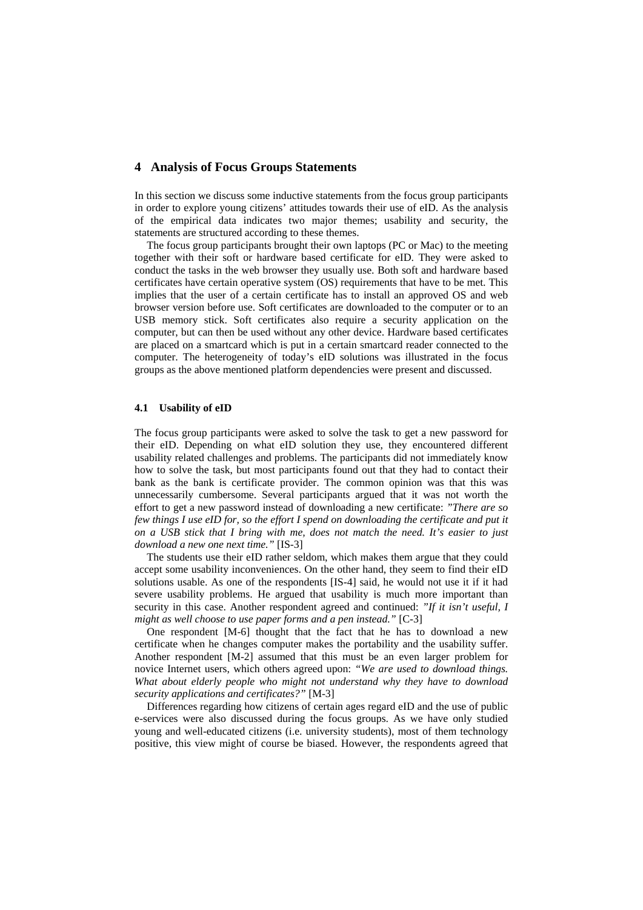## 4 Analysis of Focus Groups Statements

In this section we discuss some inductive statements from the focus group participants in order to explore young citizens' attitudes towards their use of eID. As the analysis of the empirical data indicates two major themes; usability and security, the statements are structured according to these themes.

The focus group participants brought their own laptops (PC or Mac) to the meeting together with their soft or hardware based certificate for eID. They were asked to conduct the tasks in the web browser they usually use. Both soft and hardware based certificates have certain operative system (OS) requirements that have to be met. This implies that the user of a certain certificate has to install an approved OS and web browser version before use. Soft certificates are downloaded to the computer or to an USB memory stick. Soft certificates also require a security application on the computer, but can then be used without any other device. Hardware based certificates are placed on a smartcard which is put in a certain smartcard reader connected to the computer. The heterogeneity of today's eID solutions was illustrated in the focus groups as the above mentioned platform dependencies were present and discussed.

### 4.1 Usability of eID

The focus group participants were asked to solve the task to get a new password for their eID. Depending on what eID solution they use, they encountered different usability related challenges and problems. The participants did not immediately know how to solve the task, but most participants found out that they had to contact their bank as the bank is certificate provider. The common opinion was that this was unnecessarily cumbersome. Several participants argued that it was not worth the effort to get a new password instead of downloading a new certificate: *"There are so few things I use eID for, so the effort I spend on downloading the certificate and put it on a USB stick that I bring with me, does not match the need. It's easier to just download a new one next time."* [IS-3]

The students use their eID rather seldom, which makes them argue that they could accept some usability inconveniences. On the other hand, they seem to find their eID solutions usable. As one of the respondents [IS-4] said, he would not use it if it had severe usability problems. He argued that usability is much more important than security in this case. Another respondent agreed and continued: *"If it isn't useful, I might as well choose to use paper forms and a pen instead."* [C-3]

One respondent [M-6] thought that the fact that he has to download a new certificate when he changes computer makes the portability and the usability suffer. Another respondent [M-2] assumed that this must be an even larger problem for novice Internet users, which others agreed upon: *"We are used to download things. What about elderly people who might not understand why they have to download security applications and certificates?"* [M-3]

Differences regarding how citizens of certain ages regard eID and the use of public e-services were also discussed during the focus groups. As we have only studied young and well-educated citizens (i.e. university students), most of them technology positive, this view might of course be biased. However, the respondents agreed that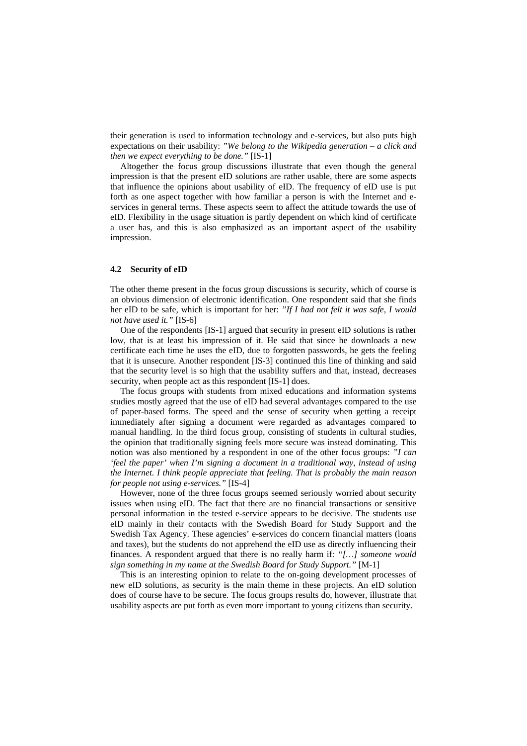their generation is used to information technology and e-services, but also puts high expectations on their usability: *"We belong to the Wikipedia generation – a click and then we expect everything to be done."* [IS-1]

Altogether the focus group discussions illustrate that even though the general impression is that the present eID solutions are rather usable, there are some aspects that influence the opinions about usability of eID. The frequency of eID use is put forth as one aspect together with how familiar a person is with the Internet and e-services in general terms. These aspects seem to affect the attitude towards the use of eID. Flexibility in the usage situation is partly dependent on which kind of certificate a user has, and this is also emphasized as an important aspect of the usability impression.

### 4.2 Security of eID

The other theme present in the focus group discussions is security, which of course is an obvious dimension of electronic identification. One respondent said that she finds her eID to be safe, which is important for her: *"If I had not felt it was safe, I would not have used it."* [IS-6]

One of the respondents [IS-1] argued that security in present eID solutions is rather low, that is at least his impression of it. He said that since he downloads a new certificate each time he uses the eID, due to forgotten passwords, he gets the feeling that it is unsecure. Another respondent [IS-3] continued this line of thinking and said that the security level is so high that the usability suffers and that, instead, decreases security, when people act as this respondent [IS-1] does.

The focus groups with students from mixed educations and information systems studies mostly agreed that the use of eID had several advantages compared to the use of paper-based forms. The speed and the sense of security when getting a receipt immediately after signing a document were regarded as advantages compared to manual handling. In the third focus group, consisting of students in cultural studies, the opinion that traditionally signing feels more secure was instead dominating. This notion was also mentioned by a respondent in one of the other focus groups: *"I can 'feel the paper' when I'm signing a document in a traditional way, instead of using the Internet. I think people appreciate that feeling. That is probably the main reason for people not using e-services."* [IS-4]

However, none of the three focus groups seemed seriously worried about security issues when using eID. The fact that there are no financial transactions or sensitive personal information in the tested e-service appears to be decisive. The students use eID mainly in their contacts with the Swedish Board for Study Support and the Swedish Tax Agency. These agencies' e-services do concern financial matters (loans and taxes), but the students do not apprehend the eID use as directly influencing their finances. A respondent argued that there is no really harm if: *"[…] someone would sign something in my name at the Swedish Board for Study Support."* [M-1]

This is an interesting opinion to relate to the on-going development processes of new eID solutions, as security is the main theme in these projects. An eID solution does of course have to be secure. The focus groups results do, however, illustrate that usability aspects are put forth as even more important to young citizens than security.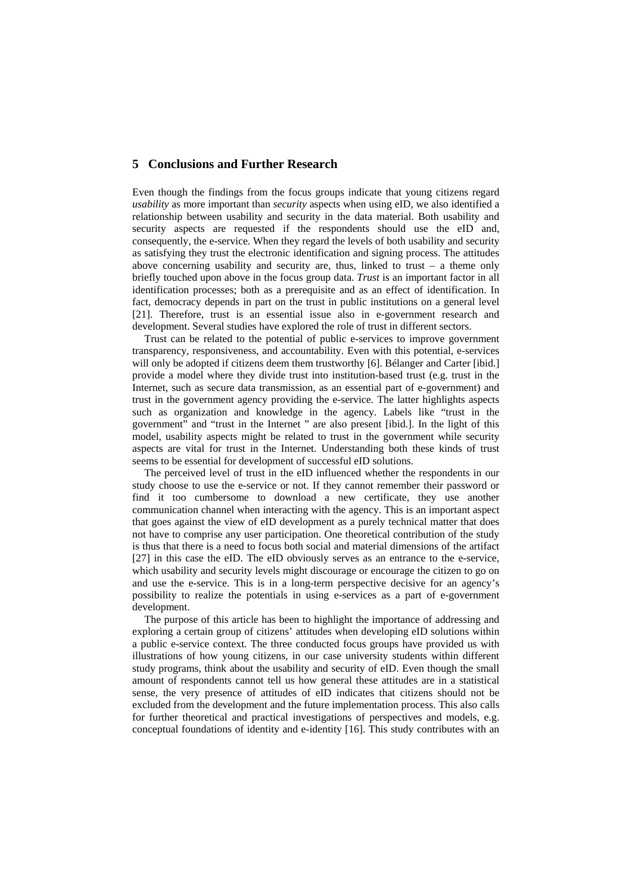## 5 Conclusions and Further Research

Even though the findings from the focus groups indicate that young citizens regard *usability* as more important than *security* aspects when using eID, we also identified a relationship between usability and security in the data material. Both usability and security aspects are requested if the respondents should use the eID and, consequently, the e-service. When they regard the levels of both usability and security as satisfying they trust the electronic identification and signing process. The attitudes above concerning usability and security are, thus, linked to trust – a theme only briefly touched upon above in the focus group data. *Trust* is an important factor in all identification processes; both as a prerequisite and as an effect of identification. In fact, democracy depends in part on the trust in public institutions on a general level [21]. Therefore, trust is an essential issue also in e-government research and development. Several studies have explored the role of trust in different sectors.

Trust can be related to the potential of public e-services to improve government transparency, responsiveness, and accountability. Even with this potential, e-services will only be adopted if citizens deem them trustworthy [6]. Bélanger and Carter [ibid.] provide a model where they divide trust into institution-based trust (e.g. trust in the Internet, such as secure data transmission, as an essential part of e-government) and trust in the government agency providing the e-service. The latter highlights aspects such as organization and knowledge in the agency. Labels like "trust in the government" and "trust in the Internet " are also present [ibid.]. In the light of this model, usability aspects might be related to trust in the government while security aspects are vital for trust in the Internet. Understanding both these kinds of trust seems to be essential for development of successful eID solutions.

The perceived level of trust in the eID influenced whether the respondents in our study choose to use the e-service or not. If they cannot remember their password or find it too cumbersome to download a new certificate, they use another communication channel when interacting with the agency. This is an important aspect that goes against the view of eID development as a purely technical matter that does not have to comprise any user participation. One theoretical contribution of the study is thus that there is a need to focus both social and material dimensions of the artifact [27] in this case the eID. The eID obviously serves as an entrance to the e-service, which usability and security levels might discourage or encourage the citizen to go on and use the e-service. This is in a long-term perspective decisive for an agency's possibility to realize the potentials in using e-services as a part of e-government development.

The purpose of this article has been to highlight the importance of addressing and exploring a certain group of citizens' attitudes when developing eID solutions within a public e-service context. The three conducted focus groups have provided us with illustrations of how young citizens, in our case university students within different study programs, think about the usability and security of eID. Even though the small amount of respondents cannot tell us how general these attitudes are in a statistical sense, the very presence of attitudes of eID indicates that citizens should not be excluded from the development and the future implementation process. This also calls for further theoretical and practical investigations of perspectives and models, e.g. conceptual foundations of identity and e-identity [16]. This study contributes with an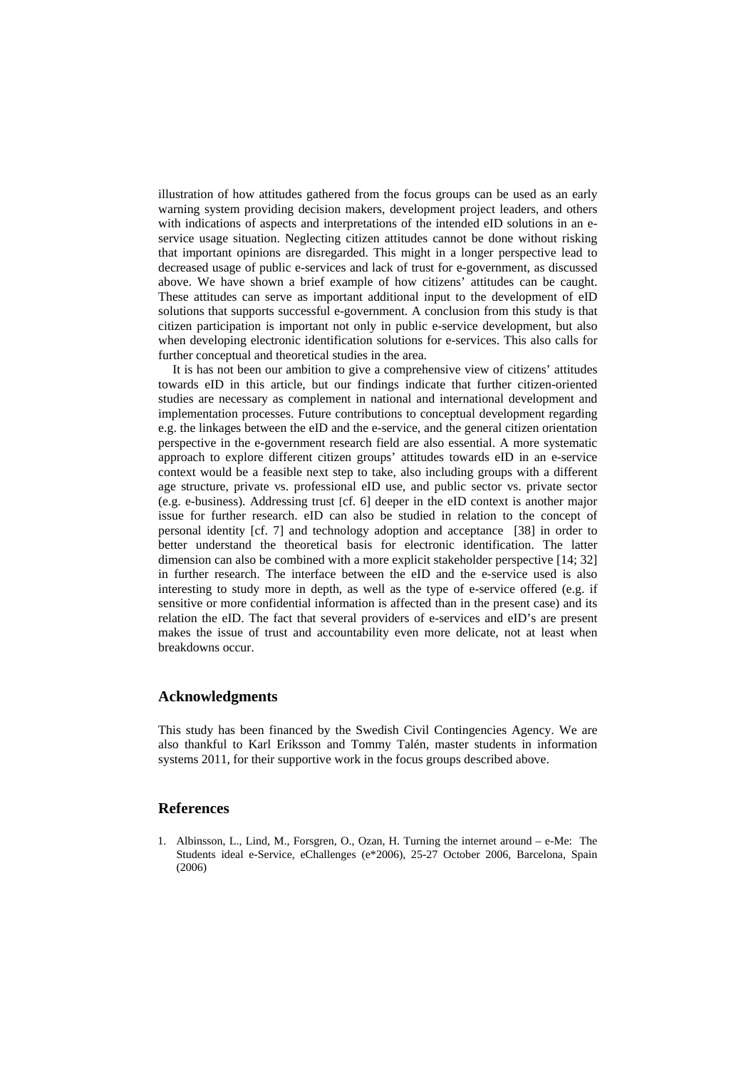illustration of how attitudes gathered from the focus groups can be used as an early warning system providing decision makers, development project leaders, and others with indications of aspects and interpretations of the intended eID solutions in an e-service usage situation. Neglecting citizen attitudes cannot be done without risking that important opinions are disregarded. This might in a longer perspective lead to decreased usage of public e-services and lack of trust for e-government, as discussed above. We have shown a brief example of how citizens' attitudes can be caught. These attitudes can serve as important additional input to the development of eID solutions that supports successful e-government. A conclusion from this study is that citizen participation is important not only in public e-service development, but also when developing electronic identification solutions for e-services. This also calls for further conceptual and theoretical studies in the area.

It is has not been our ambition to give a comprehensive view of citizens' attitudes towards eID in this article, but our findings indicate that further citizen-oriented studies are necessary as complement in national and international development and implementation processes. Future contributions to conceptual development regarding e.g. the linkages between the eID and the e-service, and the general citizen orientation perspective in the e-government research field are also essential. A more systematic approach to explore different citizen groups' attitudes towards eID in an e-service context would be a feasible next step to take, also including groups with a different age structure, private vs. professional eID use, and public sector vs. private sector (e.g. e-business). Addressing trust [cf. 6] deeper in the eID context is another major issue for further research. eID can also be studied in relation to the concept of personal identity [cf. 7] and technology adoption and acceptance [38] in order to better understand the theoretical basis for electronic identification. The latter dimension can also be combined with a more explicit stakeholder perspective [14; 32] in further research. The interface between the eID and the e-service used is also interesting to study more in depth, as well as the type of e-service offered (e.g. if sensitive or more confidential information is affected than in the present case) and its relation the eID. The fact that several providers of e-services and eID's are present makes the issue of trust and accountability even more delicate, not at least when breakdowns occur.

## Acknowledgments

This study has been financed by the Swedish Civil Contingencies Agency. We are also thankful to Karl Eriksson and Tommy Talén, master students in information systems 2011, for their supportive work in the focus groups described above.

## References

1. Albinsson, L., Lind, M., Forsgren, O., Ozan, H. Turning the internet around – e-Me: The Students ideal e-Service, eChallenges (e*2006), 25-27 October 2006, Barcelona, Spain (2006)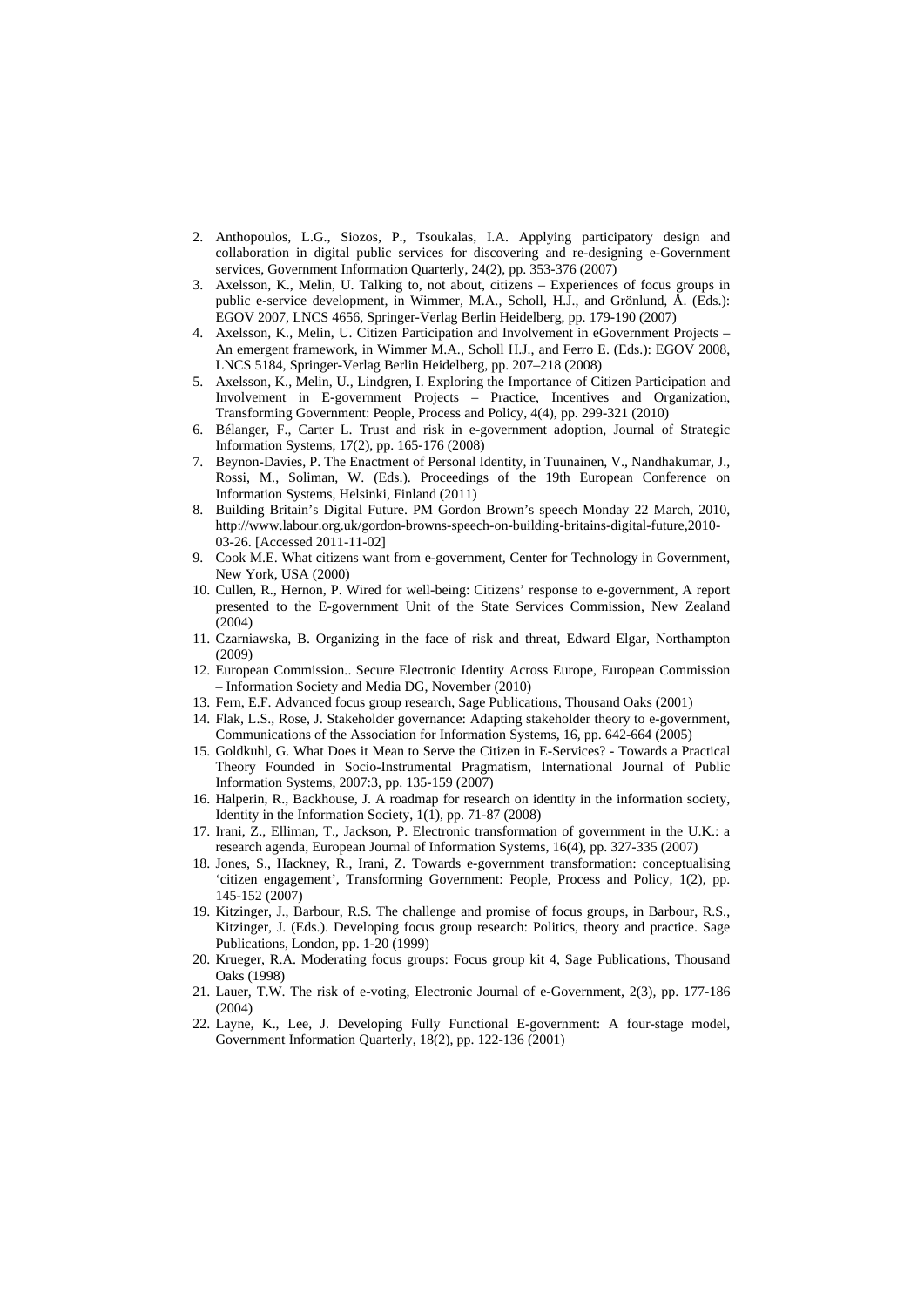2. Anthopoulos, L.G., Siozos, P., Tsoukalas, I.A. Applying participatory design and collaboration in digital public services for discovering and re-designing e-Government services, Government Information Quarterly, 24(2), pp. 353-376 (2007)
3. Axelsson, K., Melin, U. Talking to, not about, citizens – Experiences of focus groups in public e-service development, in Wimmer, M.A., Scholl, H.J., and Grönlund, Å. (Eds.): EGOV 2007, LNCS 4656, Springer-Verlag Berlin Heidelberg, pp. 179-190 (2007)
4. Axelsson, K., Melin, U. Citizen Participation and Involvement in eGovernment Projects – An emergent framework, in Wimmer M.A., Scholl H.J., and Ferro E. (Eds.): EGOV 2008, LNCS 5184, Springer-Verlag Berlin Heidelberg, pp. 207–218 (2008)
5. Axelsson, K., Melin, U., Lindgren, I. Exploring the Importance of Citizen Participation and Involvement in E-government Projects – Practice, Incentives and Organization, Transforming Government: People, Process and Policy, 4(4), pp. 299-321 (2010)
6. Bélanger, F., Carter L. Trust and risk in e-government adoption, Journal of Strategic Information Systems, 17(2), pp. 165-176 (2008)
7. Beynon-Davies, P. The Enactment of Personal Identity, in Tuunainen, V., Nandhakumar, J., Rossi, M., Soliman, W. (Eds.). Proceedings of the 19th European Conference on Information Systems, Helsinki, Finland (2011)
8. Building Britain's Digital Future. PM Gordon Brown's speech Monday 22 March, 2010, http://www.labour.org.uk/gordon-browns-speech-on-building-britains-digital-future,2010-03-26. [Accessed 2011-11-02]
9. Cook M.E. What citizens want from e-government, Center for Technology in Government, New York, USA (2000)
10. Cullen, R., Hernon, P. Wired for well-being: Citizens' response to e-government, A report presented to the E-government Unit of the State Services Commission, New Zealand (2004)
11. Czarniawska, B. Organizing in the face of risk and threat, Edward Elgar, Northampton (2009)
12. European Commission.. Secure Electronic Identity Across Europe, European Commission – Information Society and Media DG, November (2010)
13. Fern, E.F. Advanced focus group research, Sage Publications, Thousand Oaks (2001)
14. Flak, L.S., Rose, J. Stakeholder governance: Adapting stakeholder theory to e-government, Communications of the Association for Information Systems, 16, pp. 642-664 (2005)
15. Goldkuhl, G. What Does it Mean to Serve the Citizen in E-Services? - Towards a Practical Theory Founded in Socio-Instrumental Pragmatism, International Journal of Public Information Systems, 2007:3, pp. 135-159 (2007)
16. Halperin, R., Backhouse, J. A roadmap for research on identity in the information society, Identity in the Information Society, 1(1), pp. 71-87 (2008)
17. Irani, Z., Elliman, T., Jackson, P. Electronic transformation of government in the U.K.: a research agenda, European Journal of Information Systems, 16(4), pp. 327-335 (2007)
18. Jones, S., Hackney, R., Irani, Z. Towards e-government transformation: conceptualising 'citizen engagement', Transforming Government: People, Process and Policy, 1(2), pp. 145-152 (2007)
19. Kitzinger, J., Barbour, R.S. The challenge and promise of focus groups, in Barbour, R.S., Kitzinger, J. (Eds.). Developing focus group research: Politics, theory and practice. Sage Publications, London, pp. 1-20 (1999)
20. Krueger, R.A. Moderating focus groups: Focus group kit 4, Sage Publications, Thousand Oaks (1998)
21. Lauer, T.W. The risk of e-voting, Electronic Journal of e-Government, 2(3), pp. 177-186 (2004)
22. Layne, K., Lee, J. Developing Fully Functional E-government: A four-stage model, Government Information Quarterly, 18(2), pp. 122-136 (2001)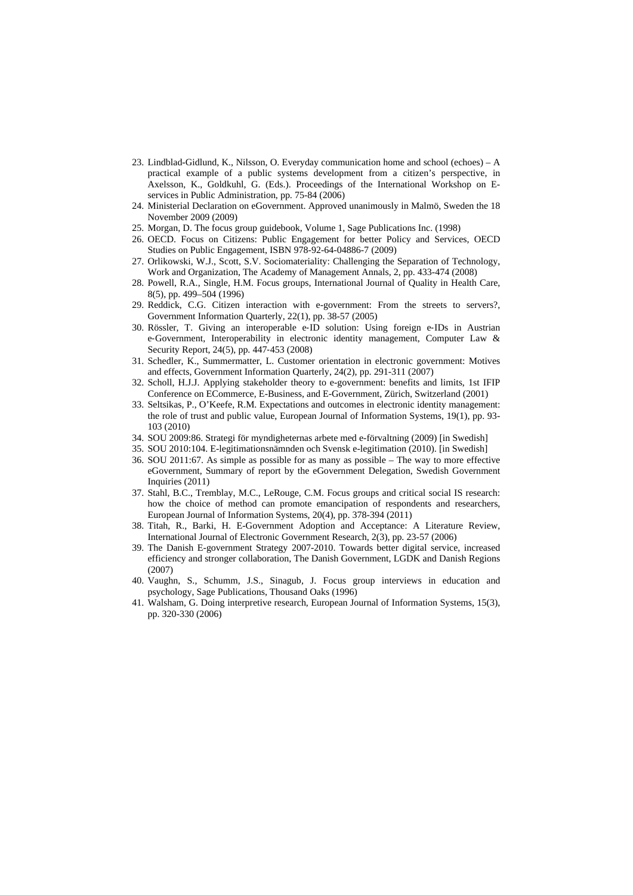23. Lindblad-Gidlund, K., Nilsson, O. Everyday communication home and school (echoes) – A practical example of a public systems development from a citizen's perspective, in Axelsson, K., Goldkuhl, G. (Eds.). Proceedings of the International Workshop on E-services in Public Administration, pp. 75-84 (2006)
24. Ministerial Declaration on eGovernment. Approved unanimously in Malmö, Sweden the 18 November 2009 (2009)
25. Morgan, D. The focus group guidebook, Volume 1, Sage Publications Inc. (1998)
26. OECD. Focus on Citizens: Public Engagement for better Policy and Services, OECD Studies on Public Engagement, ISBN 978-92-64-04886-7 (2009)
27. Orlikowski, W.J., Scott, S.V. Sociomateriality: Challenging the Separation of Technology, Work and Organization, The Academy of Management Annals, 2, pp. 433-474 (2008)
28. Powell, R.A., Single, H.M. Focus groups, International Journal of Quality in Health Care, 8(5), pp. 499–504 (1996)
29. Reddick, C.G. Citizen interaction with e-government: From the streets to servers?, Government Information Quarterly, 22(1), pp. 38-57 (2005)
30. Rössler, T. Giving an interoperable e-ID solution: Using foreign e-IDs in Austrian e-Government, Interoperability in electronic identity management, Computer Law & Security Report, 24(5), pp. 447-453 (2008)
31. Schedler, K., Summermatter, L. Customer orientation in electronic government: Motives and effects, Government Information Quarterly, 24(2), pp. 291-311 (2007)
32. Scholl, H.J.J. Applying stakeholder theory to e-government: benefits and limits, 1st IFIP Conference on ECommerce, E-Business, and E-Government, Zürich, Switzerland (2001)
33. Seltsikas, P., O'Keefe, R.M. Expectations and outcomes in electronic identity management: the role of trust and public value, European Journal of Information Systems, 19(1), pp. 93-103 (2010)
34. SOU 2009:86. Strategi för myndigheternas arbete med e-förvaltning (2009) [in Swedish]
35. SOU 2010:104. E-legitimationsnämnden och Svensk e-legitimation (2010). [in Swedish]
36. SOU 2011:67. As simple as possible for as many as possible – The way to more effective eGovernment, Summary of report by the eGovernment Delegation, Swedish Government Inquiries (2011)
37. Stahl, B.C., Tremblay, M.C., LeRouge, C.M. Focus groups and critical social IS research: how the choice of method can promote emancipation of respondents and researchers, European Journal of Information Systems, 20(4), pp. 378-394 (2011)
38. Titah, R., Barki, H. E-Government Adoption and Acceptance: A Literature Review, International Journal of Electronic Government Research, 2(3), pp. 23-57 (2006)
39. The Danish E-government Strategy 2007-2010. Towards better digital service, increased efficiency and stronger collaboration, The Danish Government, LGDK and Danish Regions (2007)
40. Vaughn, S., Schumm, J.S., Sinagub, J. Focus group interviews in education and psychology, Sage Publications, Thousand Oaks (1996)
41. Walsham, G. Doing interpretive research, European Journal of Information Systems, 15(3), pp. 320-330 (2006)